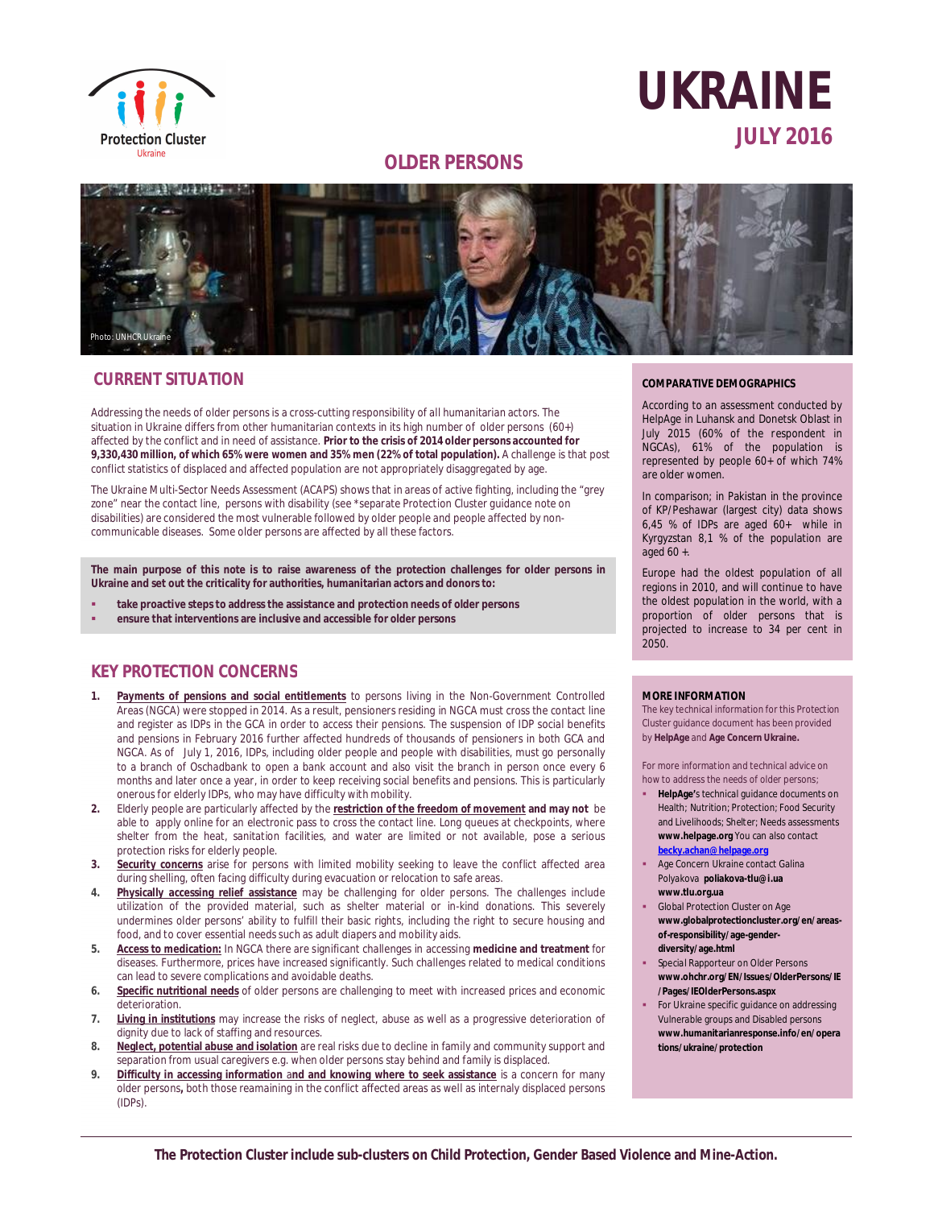Protection Cluster
Ukraine

# UKRAINE

**JULY 2016**

## OLDER PERSONS

Photo: UNHCR Ukraine

## CURRENT SITUATION

Addressing the needs of older persons is a cross-cutting responsibility of all humanitarian actors. The situation in Ukraine differs from other humanitarian contexts in its high number of older persons (60+) affected by the conflict and in need of assistance. **Prior to the crisis of 2014 older persons accounted for 9,330,430 million, of which 65% were women and 35% men (22% of total population).** A challenge is that post conflict statistics of displaced and affected population are not appropriately disaggregated by age.

The Ukraine Multi-Sector Needs Assessment (ACAPS) shows that in areas of active fighting, including the "grey zone" near the contact line, persons with disability (see *separate Protection Cluster guidance note on disabilities) are considered the most vulnerable followed by older people and people affected by non-communicable diseases. Some older persons are affected by all these factors.

**The main purpose of this note is to raise awareness of the protection challenges for older persons in Ukraine and set out the criticality for authorities, humanitarian actors and donors to:**

- **take proactive steps to address the assistance and protection needs of older persons**
- **ensure that interventions are inclusive and accessible for older persons**

## KEY PROTECTION CONCERNS

1. **Payments of pensions and social entitlements** to persons living in the Non-Government Controlled Areas (NGCA) were stopped in 2014. As a result, pensioners residing in NGCA must cross the contact line and register as IDPs in the GCA in order to access their pensions. The suspension of IDP social benefits and pensions in February 2016 further affected hundreds of thousands of pensioners in both GCA and NGCA. As of July 1, 2016, IDPs, including older people and people with disabilities, must go personally to a branch of Oschadbank to open a bank account and also visit the branch in person once every 6 months and later once a year, in order to keep receiving social benefits and pensions. This is particularly onerous for elderly IDPs, who may have difficulty with mobility.
2. Elderly people are particularly affected by the **restriction of the freedom of movement and may not** be able to apply online for an electronic pass to cross the contact line. Long queues at checkpoints, where shelter from the heat, sanitation facilities, and water are limited or not available, pose a serious protection risks for elderly people.
3. **Security concerns** arise for persons with limited mobility seeking to leave the conflict affected area during shelling, often facing difficulty during evacuation or relocation to safe areas.
4. **Physically accessing relief assistance** may be challenging for older persons. The challenges include utilization of the provided material, such as shelter material or in-kind donations. This severely undermines older persons' ability to fulfill their basic rights, including the right to secure housing and food, and to cover essential needs such as adult diapers and mobility aids.
5. **Access to medication:** In NGCA there are significant challenges in accessing **medicine and treatment** for diseases. Furthermore, prices have increased significantly. Such challenges related to medical conditions can lead to severe complications and avoidable deaths.
6. **Specific nutritional needs** of older persons are challenging to meet with increased prices and economic deterioration.
7. **Living in institutions** may increase the risks of neglect, abuse as well as a progressive deterioration of dignity due to lack of staffing and resources.
8. **Neglect, potential abuse and isolation** are real risks due to decline in family and community support and separation from usual caregivers e.g. when older persons stay behind and family is displaced.
9. **Difficulty in accessing information and and knowing where to seek assistance** is a concern for many older persons**,** both those reamaining in the conflict affected areas as well as internaly displaced persons (IDPs).

### COMPARATIVE DEMOGRAPHICS

According to an assessment conducted by HelpAge in Luhansk and Donetsk Oblast in July 2015 (60% of the respondent in NGCAs), 61% of the population is represented by people 60+ of which 74% are older women.

In comparison; in Pakistan in the province of KP/Peshawar (largest city) data shows 6,45 % of IDPs are aged 60+ while in Kyrgyzstan 8,1 % of the population are aged 60 +.

Europe had the oldest population of all regions in 2010, and will continue to have the oldest population in the world, with a proportion of older persons that is projected to increase to 34 per cent in 2050.

### MORE INFORMATION

The key technical information for this Protection Cluster guidance document has been provided by **HelpAge** and **Age Concern Ukraine.**

For more information and technical advice on how to address the needs of older persons;

- **HelpAge's** technical guidance documents on Health; Nutrition; Protection; Food Security and Livelihoods; Shelter; Needs assessments **www.helpage.org** You can also contact **becky.achan@helpage.org**
- Age Concern Ukraine contact Galina Polyakova **poliakova-tlu@i.ua www.tlu.org.ua**
- Global Protection Cluster on Age **www.globalprotectioncluster.org/en/areas-of-responsibility/age-gender-diversity/age.html**
- Special Rapporteur on Older Persons **www.ohchr.org/EN/Issues/OlderPersons/IE/Pages/IEOlderPersons.aspx**
- For Ukraine specific guidance on addressing Vulnerable groups and Disabled persons **www.humanitarianresponse.info/en/operations/ukraine/protection**

**The Protection Cluster include sub-clusters on Child Protection, Gender Based Violence and Mine-Action.**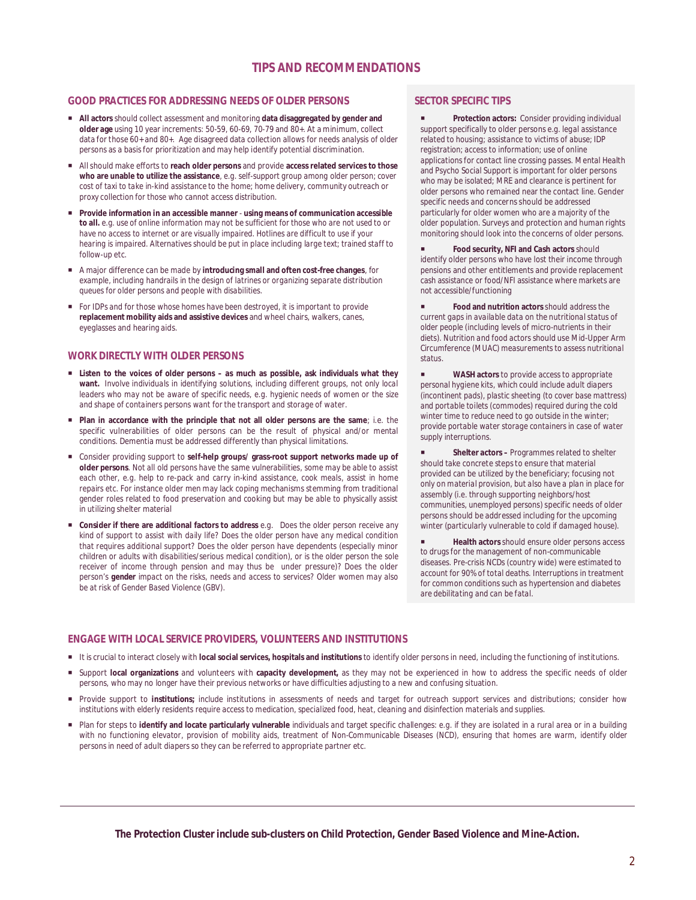# TIPS AND RECOMMENDATIONS

## GOOD PRACTICES FOR ADDRESSING NEEDS OF OLDER PERSONS

- **All actors** should collect assessment and monitoring **data disaggregated by gender and older age** using 10 year increments: 50-59, 60-69, 70-79 and 80+. At a minimum, collect data for those 60+ and 80+. Age disagreed data collection allows for needs analysis of older persons as a basis for prioritization and may help identify potential discrimination.
- All should make efforts to **reach older persons** and provide **access related services to those who are unable to utilize the assistance**, e.g. self-support group among older person; cover cost of taxi to take in-kind assistance to the home; home delivery, community outreach or proxy collection for those who cannot access distribution.
- **Provide information in an accessible manner** - **using means of communication accessible to all.** e.g. use of online information may not be sufficient for those who are not used to or have no access to internet or are visually impaired. Hotlines are difficult to use if your hearing is impaired. Alternatives should be put in place including large text; trained staff to follow-up etc.
- A major difference can be made by **introducing small and often cost-free changes**, for example, including handrails in the design of latrines or organizing separate distribution queues for older persons and people with disabilities.
- For IDPs and for those whose homes have been destroyed, it is important to provide **replacement mobility aids and assistive devices** and wheel chairs, walkers, canes, eyeglasses and hearing aids.

## WORK DIRECTLY WITH OLDER PERSONS

- **Listen to the voices of older persons – as much as possible, ask individuals what they want.** Involve individuals in identifying solutions, including different groups, not only local leaders who may not be aware of specific needs, e.g. hygienic needs of women or the size and shape of containers persons want for the transport and storage of water.
- **Plan in accordance with the principle that not all older persons are the same**; i.e. the specific vulnerabilities of older persons can be the result of physical and/or mental conditions. Dementia must be addressed differently than physical limitations.
- Consider providing support to **self-help groups/ grass-root support networks made up of older persons**. Not all old persons have the same vulnerabilities, some may be able to assist each other, e.g. help to re-pack and carry in-kind assistance, cook meals, assist in home repairs etc. For instance older men may lack coping mechanisms stemming from traditional gender roles related to food preservation and cooking but may be able to physically assist in utilizing shelter material
- **Consider if there are additional factors to address** e.g. Does the older person receive any kind of support to assist with daily life? Does the older person have any medical condition that requires additional support? Does the older person have dependents (especially minor children or adults with disabilities/serious medical condition), or is the older person the sole receiver of income through pension and may thus be under pressure)? Does the older person's **gender** impact on the risks, needs and access to services? Older women may also be at risk of Gender Based Violence (GBV).

## SECTOR SPECIFIC TIPS

- **Protection actors:** Consider providing individual support specifically to older persons e.g. legal assistance related to housing; assistance to victims of abuse; IDP registration; access to information; use of online applications for contact line crossing passes. Mental Health and Psycho Social Support is important for older persons who may be isolated; MRE and clearance is pertinent for older persons who remained near the contact line. Gender specific needs and concerns should be addressed particularly for older women who are a majority of the older population. Surveys and protection and human rights monitoring should look into the concerns of older persons.
- **Food security, NFI and Cash actors** should identify older persons who have lost their income through pensions and other entitlements and provide replacement cash assistance or food/NFI assistance where markets are not accessible/functioning
- **Food and nutrition actors** should address the current gaps in available data on the nutritional status of older people (including levels of micro-nutrients in their diets). Nutrition and food actors should use Mid-Upper Arm Circumference (MUAC) measurements to assess nutritional status.
- **WASH actors** to provide access to appropriate personal hygiene kits, which could include adult diapers (incontinent pads), plastic sheeting (to cover base mattress) and portable toilets (commodes) required during the cold winter time to reduce need to go outside in the winter; provide portable water storage containers in case of water supply interruptions.
- **Shelter actors –** Programmes related to shelter should take concrete steps to ensure that material provided can be utilized by the beneficiary; focusing not only on material provision, but also have a plan in place for assembly (i.e. through supporting neighbors/host communities, unemployed persons) specific needs of older persons should be addressed including for the upcoming winter (particularly vulnerable to cold if damaged house).
- **Health actors** should ensure older persons access to drugs for the management of non-communicable diseases. Pre-crisis NCDs (country wide) were estimated to account for 90% of total deaths. Interruptions in treatment for common conditions such as hypertension and diabetes are debilitating and can be fatal.

## ENGAGE WITH LOCAL SERVICE PROVIDERS, VOLUNTEERS AND INSTITUTIONS

- It is crucial to interact closely with **local social services, hospitals and institutions** to identify older persons in need, including the functioning of institutions.
- Support **local organizations** and volunteers with **capacity development,** as they may not be experienced in how to address the specific needs of older persons, who may no longer have their previous networks or have difficulties adjusting to a new and confusing situation.
- Provide support to **institutions;** include institutions in assessments of needs and target for outreach support services and distributions; consider how institutions with elderly residents require access to medication, specialized food, heat, cleaning and disinfection materials and supplies.
- Plan for steps to **identify and locate particularly vulnerable** individuals and target specific challenges: e.g. if they are isolated in a rural area or in a building with no functioning elevator, provision of mobility aids, treatment of Non-Communicable Diseases (NCD), ensuring that homes are warm, identify older persons in need of adult diapers so they can be referred to appropriate partner etc.

---

**The Protection Cluster include sub-clusters on Child Protection, Gender Based Violence and Mine-Action.**